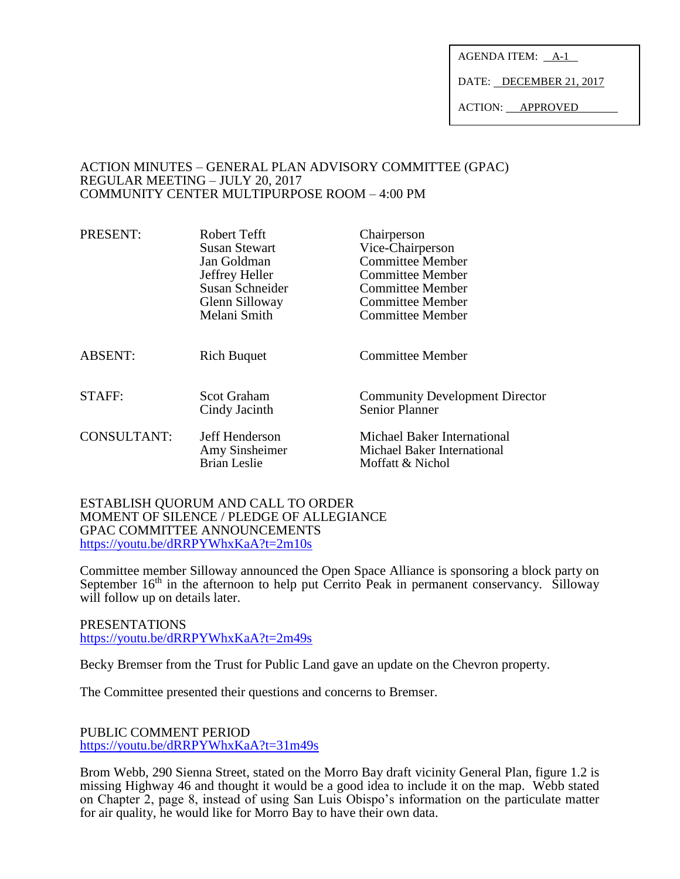| AGENDA ITEM: A-1 |
|---|
| DATE: DECEMBER 21, 2017 |
| ACTION: APPROVED |

ACTION MINUTES – GENERAL PLAN ADVISORY COMMITTEE (GPAC)
REGULAR MEETING – JULY 20, 2017
COMMUNITY CENTER MULTIPURPOSE ROOM – 4:00 PM

| | | |
|---|---|---|
| PRESENT: | Robert Tefft | Chairperson |
| | Susan Stewart | Vice-Chairperson |
| | Jan Goldman | Committee Member |
| | Jeffrey Heller | Committee Member |
| | Susan Schneider | Committee Member |
| | Glenn Silloway | Committee Member |
| | Melani Smith | Committee Member |
| ABSENT: | Rich Buquet | Committee Member |
| STAFF: | Scot Graham | Community Development Director |
| | Cindy Jacinth | Senior Planner |
| CONSULTANT: | Jeff Henderson | Michael Baker International |
| | Amy Sinsheimer | Michael Baker International |
| | Brian Leslie | Moffatt & Nichol |

ESTABLISH QUORUM AND CALL TO ORDER
MOMENT OF SILENCE / PLEDGE OF ALLEGIANCE
GPAC COMMITTEE ANNOUNCEMENTS
https://youtu.be/dRRPYWhxKaA?t=2m10s

Committee member Silloway announced the Open Space Alliance is sponsoring a block party on September 16th in the afternoon to help put Cerrito Peak in permanent conservancy. Silloway will follow up on details later.

PRESENTATIONS
https://youtu.be/dRRPYWhxKaA?t=2m49s

Becky Bremser from the Trust for Public Land gave an update on the Chevron property.

The Committee presented their questions and concerns to Bremser.

PUBLIC COMMENT PERIOD
https://youtu.be/dRRPYWhxKaA?t=31m49s

Brom Webb, 290 Sienna Street, stated on the Morro Bay draft vicinity General Plan, figure 1.2 is missing Highway 46 and thought it would be a good idea to include it on the map. Webb stated on Chapter 2, page 8, instead of using San Luis Obispo's information on the particulate matter for air quality, he would like for Morro Bay to have their own data.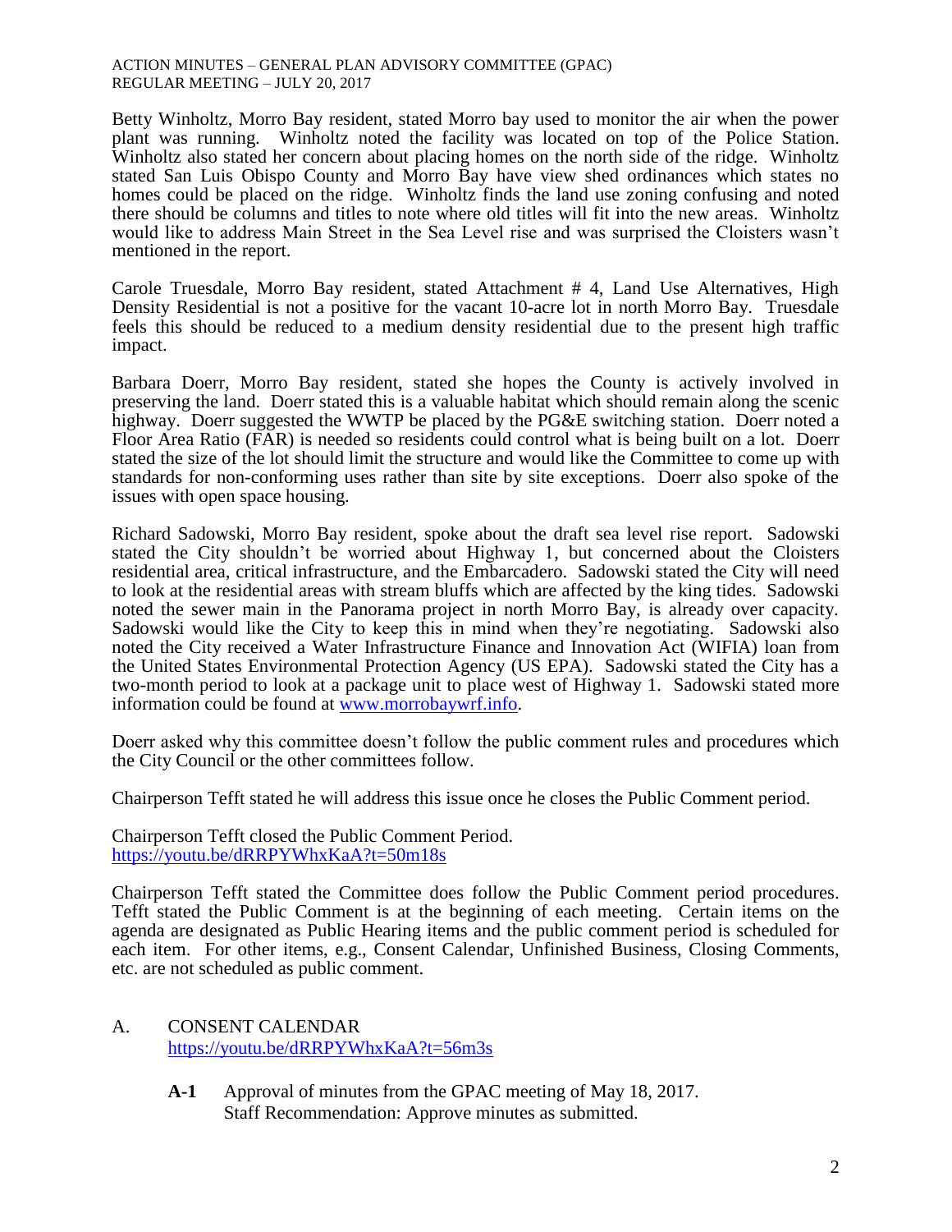Betty Winholtz, Morro Bay resident, stated Morro bay used to monitor the air when the power plant was running. Winholtz noted the facility was located on top of the Police Station. Winholtz also stated her concern about placing homes on the north side of the ridge. Winholtz stated San Luis Obispo County and Morro Bay have view shed ordinances which states no homes could be placed on the ridge. Winholtz finds the land use zoning confusing and noted there should be columns and titles to note where old titles will fit into the new areas. Winholtz would like to address Main Street in the Sea Level rise and was surprised the Cloisters wasn't mentioned in the report.

Carole Truesdale, Morro Bay resident, stated Attachment # 4, Land Use Alternatives, High Density Residential is not a positive for the vacant 10-acre lot in north Morro Bay. Truesdale feels this should be reduced to a medium density residential due to the present high traffic impact.

Barbara Doerr, Morro Bay resident, stated she hopes the County is actively involved in preserving the land. Doerr stated this is a valuable habitat which should remain along the scenic highway. Doerr suggested the WWTP be placed by the PG&E switching station. Doerr noted a Floor Area Ratio (FAR) is needed so residents could control what is being built on a lot. Doerr stated the size of the lot should limit the structure and would like the Committee to come up with standards for non-conforming uses rather than site by site exceptions. Doerr also spoke of the issues with open space housing.

Richard Sadowski, Morro Bay resident, spoke about the draft sea level rise report. Sadowski stated the City shouldn't be worried about Highway 1, but concerned about the Cloisters residential area, critical infrastructure, and the Embarcadero. Sadowski stated the City will need to look at the residential areas with stream bluffs which are affected by the king tides. Sadowski noted the sewer main in the Panorama project in north Morro Bay, is already over capacity. Sadowski would like the City to keep this in mind when they're negotiating. Sadowski also noted the City received a Water Infrastructure Finance and Innovation Act (WIFIA) loan from the United States Environmental Protection Agency (US EPA). Sadowski stated the City has a two-month period to look at a package unit to place west of Highway 1. Sadowski stated more information could be found at [www.morrobaywrf.info](www.morrobaywrf.info).

Doerr asked why this committee doesn't follow the public comment rules and procedures which the City Council or the other committees follow.

Chairperson Tefft stated he will address this issue once he closes the Public Comment period.

Chairperson Tefft closed the Public Comment Period.
[https://youtu.be/dRRPYWhxKaA?t=50m18s](https://youtu.be/dRRPYWhxKaA?t=50m18s)

Chairperson Tefft stated the Committee does follow the Public Comment period procedures. Tefft stated the Public Comment is at the beginning of each meeting. Certain items on the agenda are designated as Public Hearing items and the public comment period is scheduled for each item. For other items, e.g., Consent Calendar, Unfinished Business, Closing Comments, etc. are not scheduled as public comment.

## A. CONSENT CALENDAR
[https://youtu.be/dRRPYWhxKaA?t=56m3s](https://youtu.be/dRRPYWhxKaA?t=56m3s)

**A-1** Approval of minutes from the GPAC meeting of May 18, 2017.
Staff Recommendation: Approve minutes as submitted.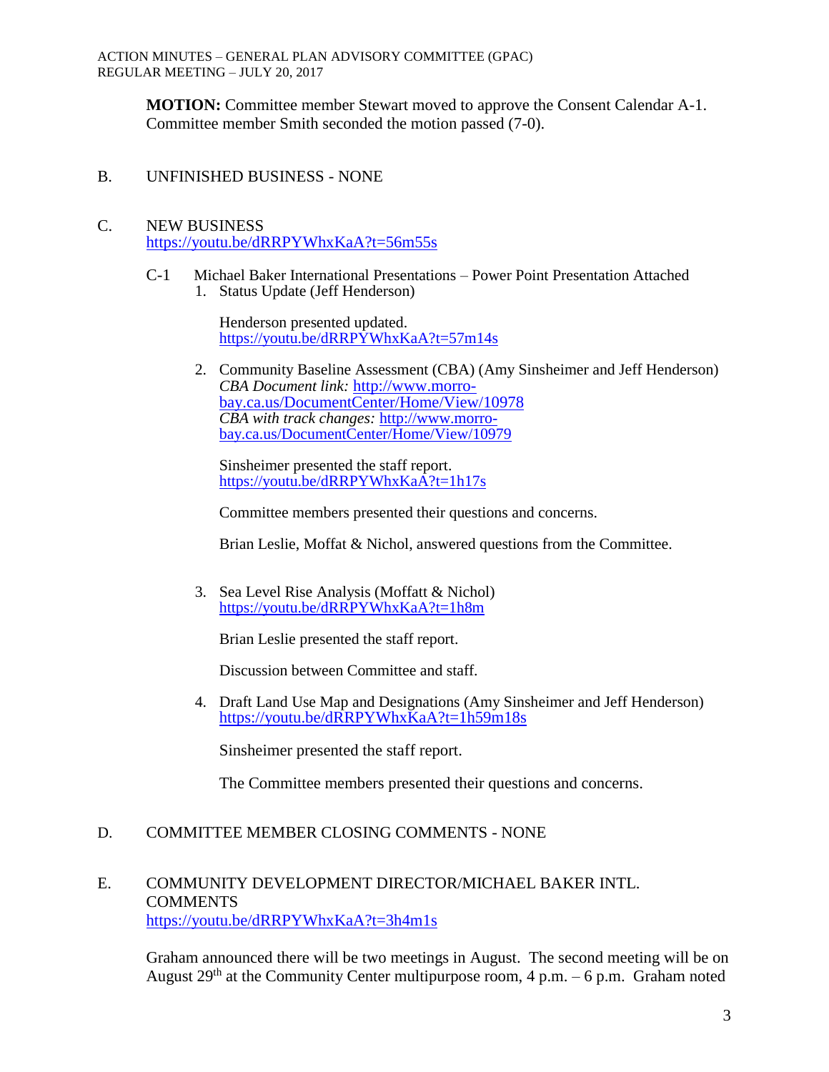**MOTION:** Committee member Stewart moved to approve the Consent Calendar A-1. Committee member Smith seconded the motion passed (7-0).

B. UNFINISHED BUSINESS - NONE

C. NEW BUSINESS
https://youtu.be/dRRPYWhxKaA?t=56m55s

C-1 Michael Baker International Presentations – Power Point Presentation Attached

1. Status Update (Jeff Henderson)

   Henderson presented updated.
   https://youtu.be/dRRPYWhxKaA?t=57m14s

2. Community Baseline Assessment (CBA) (Amy Sinsheimer and Jeff Henderson)
   *CBA Document link:* http://www.morro-bay.ca.us/DocumentCenter/Home/View/10978
   *CBA with track changes:* http://www.morro-bay.ca.us/DocumentCenter/Home/View/10979

   Sinsheimer presented the staff report.
   https://youtu.be/dRRPYWhxKaA?t=1h17s

   Committee members presented their questions and concerns.

   Brian Leslie, Moffat & Nichol, answered questions from the Committee.

3. Sea Level Rise Analysis (Moffatt & Nichol)
   https://youtu.be/dRRPYWhxKaA?t=1h8m

   Brian Leslie presented the staff report.

   Discussion between Committee and staff.

4. Draft Land Use Map and Designations (Amy Sinsheimer and Jeff Henderson)
   https://youtu.be/dRRPYWhxKaA?t=1h59m18s

   Sinsheimer presented the staff report.

   The Committee members presented their questions and concerns.

D. COMMITTEE MEMBER CLOSING COMMENTS - NONE

E. COMMUNITY DEVELOPMENT DIRECTOR/MICHAEL BAKER INTL. COMMENTS
https://youtu.be/dRRPYWhxKaA?t=3h4m1s

Graham announced there will be two meetings in August. The second meeting will be on August 29th at the Community Center multipurpose room, 4 p.m. – 6 p.m. Graham noted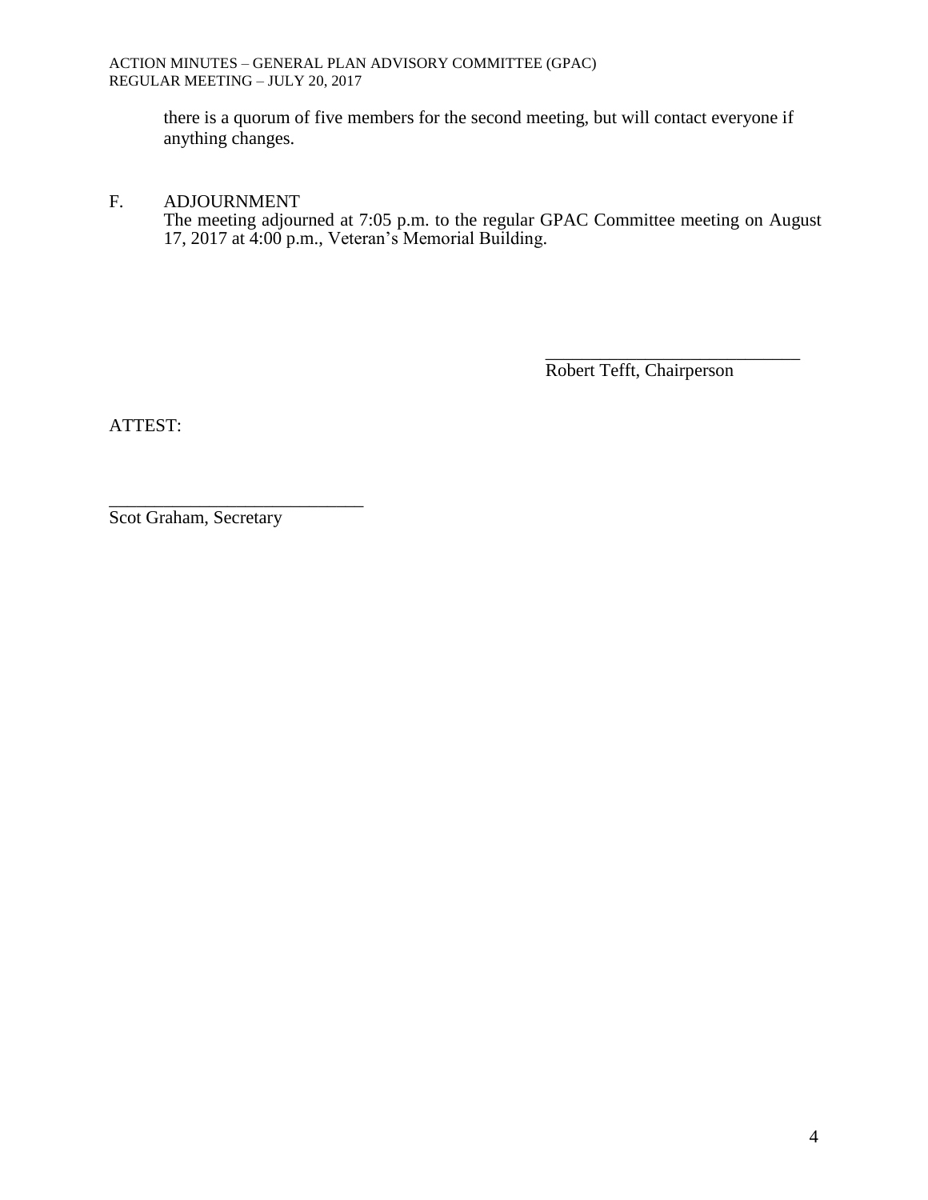there is a quorum of five members for the second meeting, but will contact everyone if anything changes.

F. ADJOURNMENT

The meeting adjourned at 7:05 p.m. to the regular GPAC Committee meeting on August 17, 2017 at 4:00 p.m., Veteran's Memorial Building.

\_\_\_\_\_\_\_\_\_\_\_\_\_\_\_\_\_\_\_\_\_\_\_\_\_\_\_\_\_

Robert Tefft, Chairperson

ATTEST:

\_\_\_\_\_\_\_\_\_\_\_\_\_\_\_\_\_\_\_\_\_\_\_\_\_\_\_\_\_

Scot Graham, Secretary